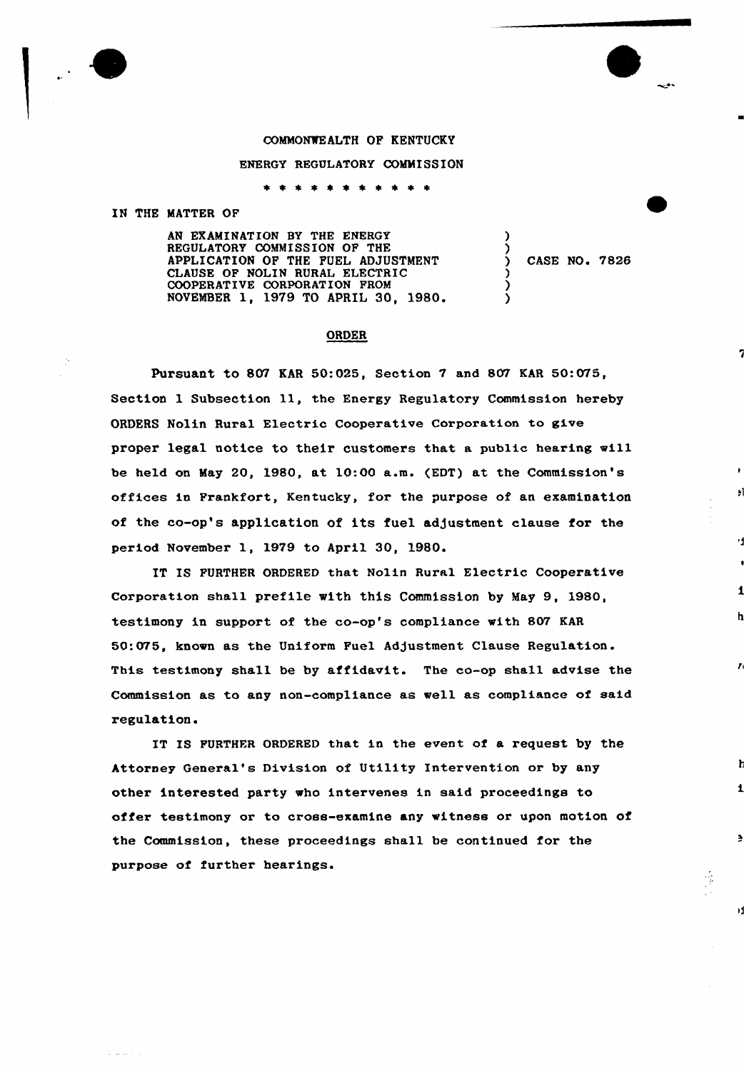COMMONWEALTH OF KENTUCKY

ENERGY REGULATORY COMMISSION

\* \* \* \* \* \* \* \* \* \* \*

IN THE MATTER OF

AN EXAMINATION BY THE ENERGY REGULATORY COMMISSION OF THE APPLICATION OF THE FUEL ADJUSTMENT CLAUSE OF NOLIN RURAL ELECTRIC COOPERATIVE CORPORATION FROM NOVEMBER 1, 1979 TO APRIL 30, 1980. ) CASE NO. 7826

## ORDER

Pursuant to 807 KAR 50:025, Section 7 and 807 KAR 50:075, Section 1 Subsection 11, the Energy Regulatory Commission hereby ORDERS Nolin Rural Electric Cooperative Corporation to give proper legal notice to their customers that a public hearing will be held on May 20, 1980, at 10:00 a.m. (EDT) at the Commission's offices in Frankfort, Kentucky, for the purpose of an examination of the co-op's application of its fuel adjustment clause for the period November 1, 1979 to April 30, 1980.

IT IS FURTHER ORDERED that Nolin Rural Electric Cooperative Corporation shall prefile with this Commission by May 9, 1980, testimony in support of the co-op's compliance with 807 KAR 50:075, known as the Uniform Fuel Adjustment Clause Regulation. This testimony shall be by affidavit. The co-op shall advise the Commission as to any non-compliance as well as compliance of said regulation.

IT IS FURTHER ORDERED that in the event of a request by the Attorney General's Division of Utility Intervention or by any other interested party who intervenes in said proceedings to offer testimony or to cross-examine any witness or upon motion of the Commission, these proceedings shall be continued for the purpose of further hearings.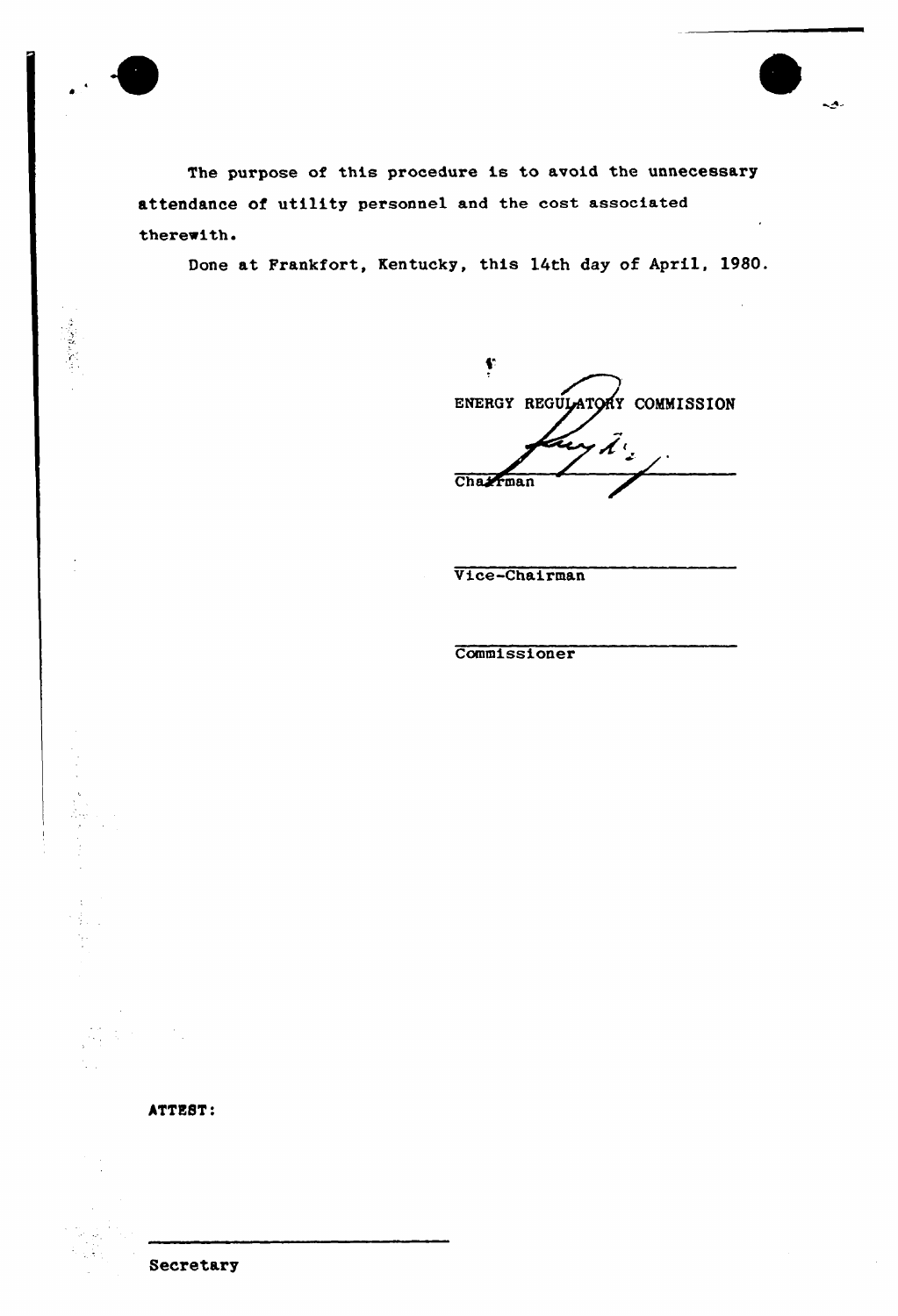The purpose of this procedure is to avoid the unnecessary attendance of utility personnel and the cost associated therewith.

Done at Frankfort, Kentucky, this 14th day of April, 1980.

ENERGY REGULATORY COMMISSION

_______________________
Chairman

_______________________
Vice-Chairman

_______________________
Commissioner

ATTEST:

_______________________
Secretary